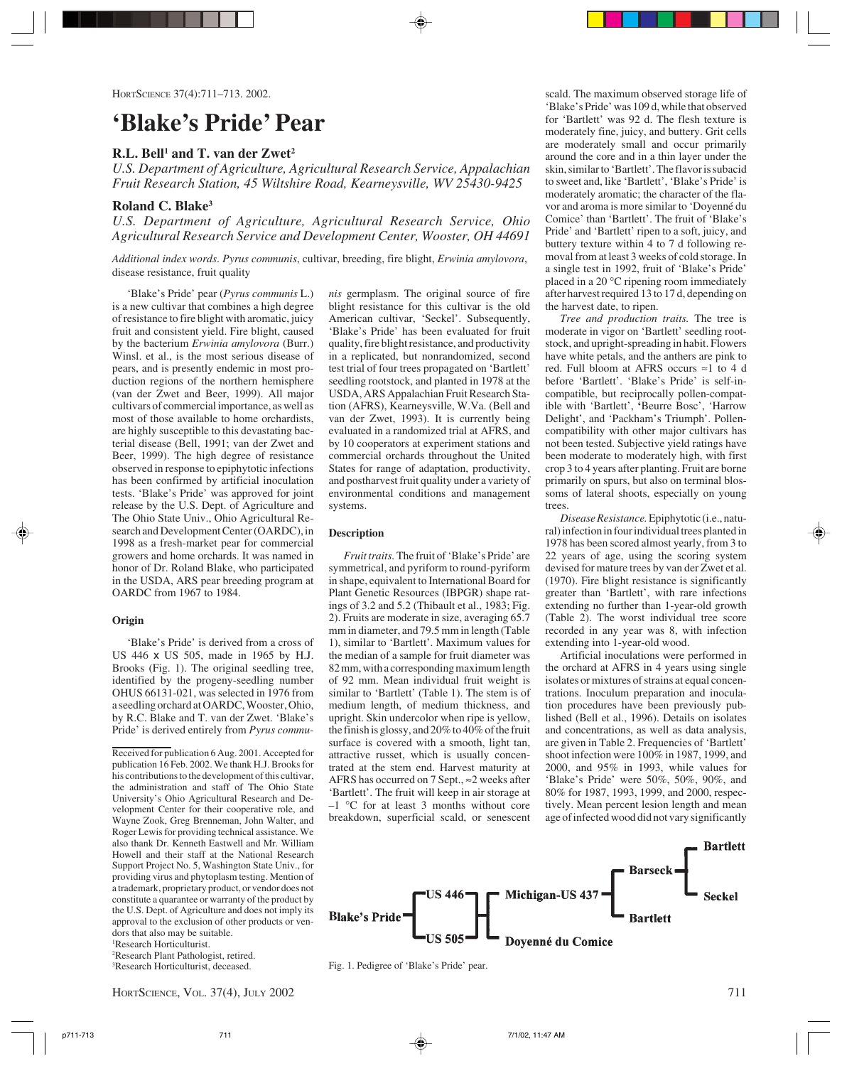# 'Blake's Pride' Pear

**R.L. Bell[1] and T. van der Zwet[2]**

*U.S. Department of Agriculture, Agricultural Research Service, Appalachian Fruit Research Station, 45 Wiltshire Road, Kearneysville, WV 25430-9425*

**Roland C. Blake[3]**

*U.S. Department of Agriculture, Agricultural Research Service, Ohio Agricultural Research Service and Development Center, Wooster, OH 44691*

*Additional index words*. *Pyrus communis*, cultivar, breeding, fire blight, *Erwinia amylovora*, disease resistance, fruit quality

'Blake's Pride' pear (*Pyrus communis* L.) is a new cultivar that combines a high degree of resistance to fire blight with aromatic, juicy fruit and consistent yield. Fire blight, caused by the bacterium *Erwinia amylovora* (Burr.) Winsl. et al., is the most serious disease of pears, and is presently endemic in most production regions of the northern hemisphere (van der Zwet and Beer, 1999). All major cultivars of commercial importance, as well as most of those available to home orchardists, are highly susceptible to this devastating bacterial disease (Bell, 1991; van der Zwet and Beer, 1999). The high degree of resistance observed in response to epiphytotic infections has been confirmed by artificial inoculation tests. 'Blake's Pride' was approved for joint release by the U.S. Dept. of Agriculture and The Ohio State Univ., Ohio Agricultural Research and Development Center (OARDC), in 1998 as a fresh-market pear for commercial growers and home orchards. It was named in honor of Dr. Roland Blake, who participated in the USDA, ARS pear breeding program at OARDC from 1967 to 1984.

## Origin

'Blake's Pride' is derived from a cross of US 446 x US 505, made in 1965 by H.J. Brooks (Fig. 1). The original seedling tree, identified by the progeny-seedling number OHUS 66131-021, was selected in 1976 from a seedling orchard at OARDC, Wooster, Ohio, by R.C. Blake and T. van der Zwet. 'Blake's Pride' is derived entirely from *Pyrus communis* germplasm. The original source of fire blight resistance for this cultivar is the old American cultivar, 'Seckel'. Subsequently, 'Blake's Pride' has been evaluated for fruit quality, fire blight resistance, and productivity in a replicated, but nonrandomized, second test trial of four trees propagated on 'Bartlett' seedling rootstock, and planted in 1978 at the USDA, ARS Appalachian Fruit Research Station (AFRS), Kearneysville, W.Va. (Bell and van der Zwet, 1993). It is currently being evaluated in a randomized trial at AFRS, and by 10 cooperators at experiment stations and commercial orchards throughout the United States for range of adaptation, productivity, and postharvest fruit quality under a variety of environmental conditions and management systems.

## Description

*Fruit traits.* The fruit of 'Blake's Pride' are symmetrical, and pyriform to round-pyriform in shape, equivalent to International Board for Plant Genetic Resources (IBPGR) shape ratings of 3.2 and 5.2 (Thibault et al., 1983; Fig. 2). Fruits are moderate in size, averaging 65.7 mm in diameter, and 79.5 mm in length (Table 1), similar to 'Bartlett'. Maximum values for the median of a sample for fruit diameter was 82 mm, with a corresponding maximum length of 92 mm. Mean individual fruit weight is similar to 'Bartlett' (Table 1). The stem is of medium length, of medium thickness, and upright. Skin undercolor when ripe is yellow, the finish is glossy, and 20% to 40% of the fruit surface is covered with a smooth, light tan, attractive russet, which is usually concentrated at the stem end. Harvest maturity at AFRS has occurred on 7 Sept., ≈2 weeks after 'Bartlett'. The fruit will keep in air storage at –1 °C for at least 3 months without core breakdown, superficial scald, or senescent scald. The maximum observed storage life of 'Blake's Pride' was 109 d, while that observed for 'Bartlett' was 92 d. The flesh texture is moderately fine, juicy, and buttery. Grit cells are moderately small and occur primarily around the core and in a thin layer under the skin, similar to 'Bartlett'. The flavor is subacid to sweet and, like 'Bartlett', 'Blake's Pride' is moderately aromatic; the character of the flavor and aroma is more similar to 'Doyenné du Comice' than 'Bartlett'. The fruit of 'Blake's Pride' and 'Bartlett' ripen to a soft, juicy, and buttery texture within 4 to 7 d following removal from at least 3 weeks of cold storage. In a single test in 1992, fruit of 'Blake's Pride' placed in a 20 °C ripening room immediately after harvest required 13 to 17 d, depending on the harvest date, to ripen.

*Tree and production traits.* The tree is moderate in vigor on 'Bartlett' seedling rootstock, and upright-spreading in habit. Flowers have white petals, and the anthers are pink to red. Full bloom at AFRS occurs ≈1 to 4 d before 'Bartlett'. 'Blake's Pride' is self-incompatible, but reciprocally pollen-compatible with 'Bartlett', 'Beurre Bosc', 'Harrow Delight', and 'Packham's Triumph'. Pollen-compatibility with other major cultivars has not been tested. Subjective yield ratings have been moderate to moderately high, with first crop 3 to 4 years after planting. Fruit are borne primarily on spurs, but also on terminal blossoms of lateral shoots, especially on young trees.

*Disease Resistance.* Epiphytotic (i.e., natural) infection in four individual trees planted in 1978 has been scored almost yearly, from 3 to 22 years of age, using the scoring system devised for mature trees by van der Zwet et al. (1970). Fire blight resistance is significantly greater than 'Bartlett', with rare infections extending no further than 1-year-old growth (Table 2). The worst individual tree score recorded in any year was 8, with infection extending into 1-year-old wood.

Artificial inoculations were performed in the orchard at AFRS in 4 years using single isolates or mixtures of strains at equal concentrations. Inoculum preparation and inoculation procedures have been previously published (Bell et al., 1996). Details on isolates and concentrations, as well as data analysis, are given in Table 2. Frequencies of 'Bartlett' shoot infection were 100% in 1987, 1999, and 2000, and 95% in 1993, while values for 'Blake's Pride' were 50%, 50%, 90%, and 80% for 1987, 1993, 1999, and 2000, respectively. Mean percent lesion length and mean age of infected wood did not vary significantly

Fig. 1. Pedigree of 'Blake's Pride' pear.

---

Received for publication 6 Aug. 2001. Accepted for publication 16 Feb. 2002. We thank H.J. Brooks for his contributions to the development of this cultivar, the administration and staff of The Ohio State University's Ohio Agricultural Research and Development Center for their cooperative role, and Wayne Zook, Greg Brenneman, John Walter, and Roger Lewis for providing technical assistance. We also thank Dr. Kenneth Eastwell and Mr. William Howell and their staff at the National Research Support Project No. 5, Washington State Univ., for providing virus and phytoplasm testing. Mention of a trademark, proprietary product, or vendor does not constitute a quarantee or warranty of the product by the U.S. Dept. of Agriculture and does not imply its approval to the exclusion of other products or vendors that also may be suitable.

[1]Research Horticulturist.

[2]Research Plant Pathologist, retired.

[3]Research Horticulturist, deceased.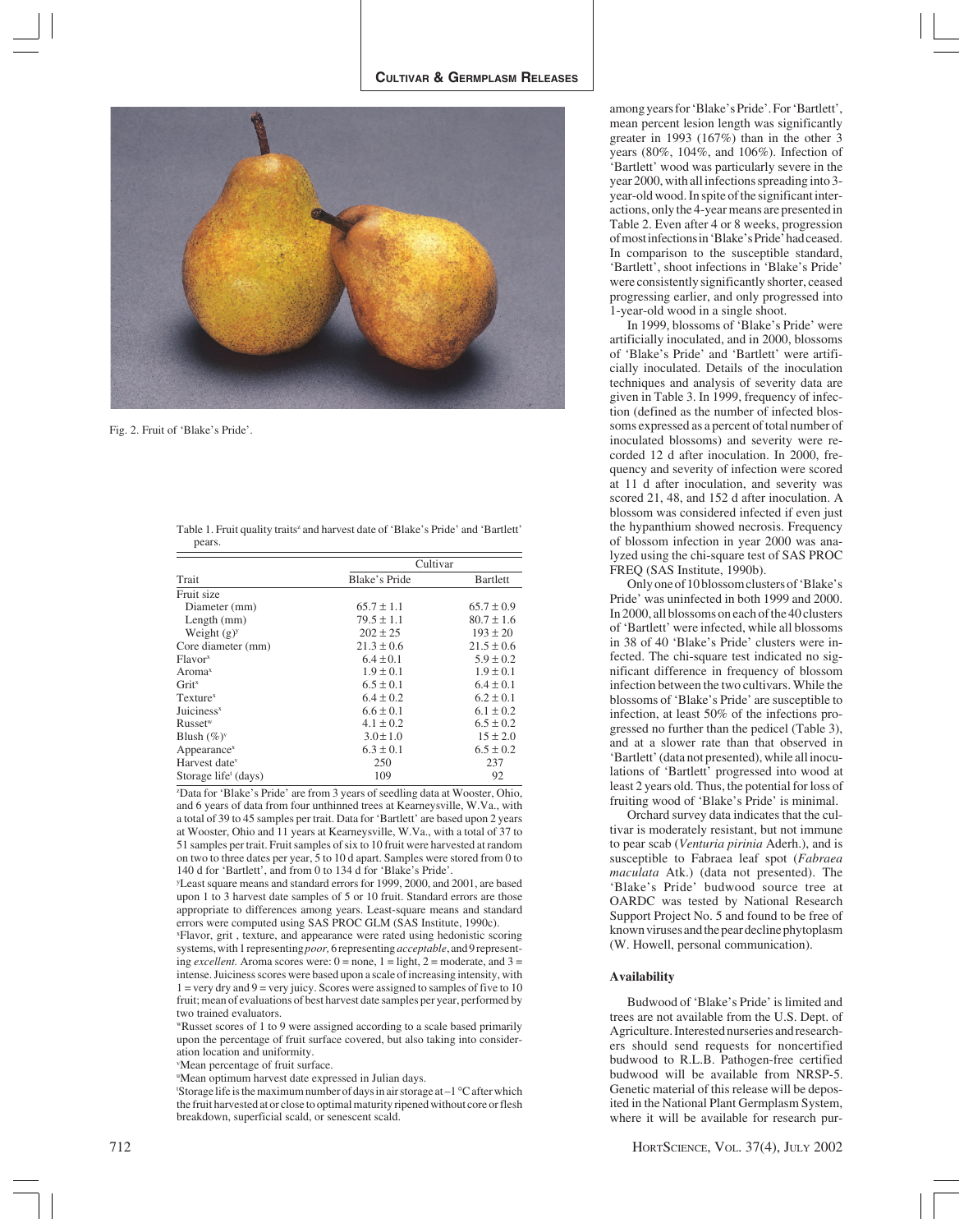Fig. 2. Fruit of 'Blake's Pride'.

Table 1. Fruit quality traits[z] and harvest date of 'Blake's Pride' and 'Bartlett' pears.

| Trait | Cultivar | |
|---|---|---|
| | Blake's Pride | Bartlett |
| Fruit size | | |
| Diameter (mm) | 65.7 ± 1.1 | 65.7 ± 0.9 |
| Length (mm) | 79.5 ± 1.1 | 80.7 ± 1.6 |
| Weight (g)[y] | 202 ± 25 | 193 ± 20 |
| Core diameter (mm) | 21.3 ± 0.6 | 21.5 ± 0.6 |
| Flavor[x] | 6.4 ± 0.1 | 5.9 ± 0.2 |
| Aroma[x] | 1.9 ± 0.1 | 1.9 ± 0.1 |
| Grit[x] | 6.5 ± 0.1 | 6.4 ± 0.1 |
| Texture[x] | 6.4 ± 0.2 | 6.2 ± 0.1 |
| Juiciness[x] | 6.6 ± 0.1 | 6.1 ± 0.2 |
| Russet[w] | 4.1 ± 0.2 | 6.5 ± 0.2 |
| Blush (%)[v] | 3.0 ± 1.0 | 15 ± 2.0 |
| Appearance[x] | 6.3 ± 0.1 | 6.5 ± 0.2 |
| Harvest date[v] | 250 | 237 |
| Storage life[t] (days) | 109 | 92 |

[z]Data for 'Blake's Pride' are from 3 years of seedling data at Wooster, Ohio, and 6 years of data from four unthinned trees at Kearneysville, W.Va., with a total of 39 to 45 samples per trait. Data for 'Bartlett' are based upon 2 years at Wooster, Ohio and 11 years at Kearneysville, W.Va., with a total of 37 to 51 samples per trait. Fruit samples of six to 10 fruit were harvested at random on two to three dates per year, 5 to 10 d apart. Samples were stored from 0 to 140 d for 'Bartlett', and from 0 to 134 d for 'Blake's Pride'.

[y]Least square means and standard errors for 1999, 2000, and 2001, are based upon 1 to 3 harvest date samples of 5 or 10 fruit. Standard errors are those appropriate to differences among years. Least-square means and standard errors were computed using SAS PROC GLM (SAS Institute, 1990c).

[x]Flavor, grit , texture, and appearance were rated using hedonistic scoring systems, with 1 representing *poor,* 6 representing *acceptable*, and 9 representing *excellent.* Aroma scores were: 0 = none, 1 = light, 2 = moderate, and 3 = intense. Juiciness scores were based upon a scale of increasing intensity, with 1 = very dry and 9 = very juicy. Scores were assigned to samples of five to 10 fruit; mean of evaluations of best harvest date samples per year, performed by two trained evaluators.

[w]Russet scores of 1 to 9 were assigned according to a scale based primarily upon the percentage of fruit surface covered, but also taking into consideration location and uniformity.

[v]Mean percentage of fruit surface.

[u]Mean optimum harvest date expressed in Julian days.

[t]Storage life is the maximum number of days in air storage at –1 °C after which the fruit harvested at or close to optimal maturity ripened without core or flesh breakdown, superficial scald, or senescent scald.

among years for 'Blake's Pride'. For 'Bartlett', mean percent lesion length was significantly greater in 1993 (167%) than in the other 3 years (80%, 104%, and 106%). Infection of 'Bartlett' wood was particularly severe in the year 2000, with all infections spreading into 3-year-old wood. In spite of the significant interactions, only the 4-year means are presented in Table 2. Even after 4 or 8 weeks, progression of most infections in 'Blake's Pride' had ceased. In comparison to the susceptible standard, 'Bartlett', shoot infections in 'Blake's Pride' were consistently significantly shorter, ceased progressing earlier, and only progressed into 1-year-old wood in a single shoot.

In 1999, blossoms of 'Blake's Pride' were artificially inoculated, and in 2000, blossoms of 'Blake's Pride' and 'Bartlett' were artificially inoculated. Details of the inoculation techniques and analysis of severity data are given in Table 3. In 1999, frequency of infection (defined as the number of infected blossoms expressed as a percent of total number of inoculated blossoms) and severity were recorded 12 d after inoculation. In 2000, frequency and severity of infection were scored at 11 d after inoculation, and severity was scored 21, 48, and 152 d after inoculation. A blossom was considered infected if even just the hypanthium showed necrosis. Frequency of blossom infection in year 2000 was analyzed using the chi-square test of SAS PROC FREQ (SAS Institute, 1990b).

Only one of 10 blossom clusters of 'Blake's Pride' was uninfected in both 1999 and 2000. In 2000, all blossoms on each of the 40 clusters of 'Bartlett' were infected, while all blossoms in 38 of 40 'Blake's Pride' clusters were infected. The chi-square test indicated no significant difference in frequency of blossom infection between the two cultivars. While the blossoms of 'Blake's Pride' are susceptible to infection, at least 50% of the infections progressed no further than the pedicel (Table 3), and at a slower rate than that observed in 'Bartlett' (data not presented), while all inoculations of 'Bartlett' progressed into wood at least 2 years old. Thus, the potential for loss of fruiting wood of 'Blake's Pride' is minimal.

Orchard survey data indicates that the cultivar is moderately resistant, but not immune to pear scab (*Venturia pirinia* Aderh.), and is susceptible to Fabraea leaf spot (*Fabraea maculata* Atk.) (data not presented). The 'Blake's Pride' budwood source tree at OARDC was tested by National Research Support Project No. 5 and found to be free of known viruses and the pear decline phytoplasm (W. Howell, personal communication).

### Availability

Budwood of 'Blake's Pride' is limited and trees are not available from the U.S. Dept. of Agriculture. Interested nurseries and researchers should send requests for noncertified budwood to R.L.B. Pathogen-free certified budwood will be available from NRSP-5. Genetic material of this release will be deposited in the National Plant Germplasm System, where it will be available for research pur-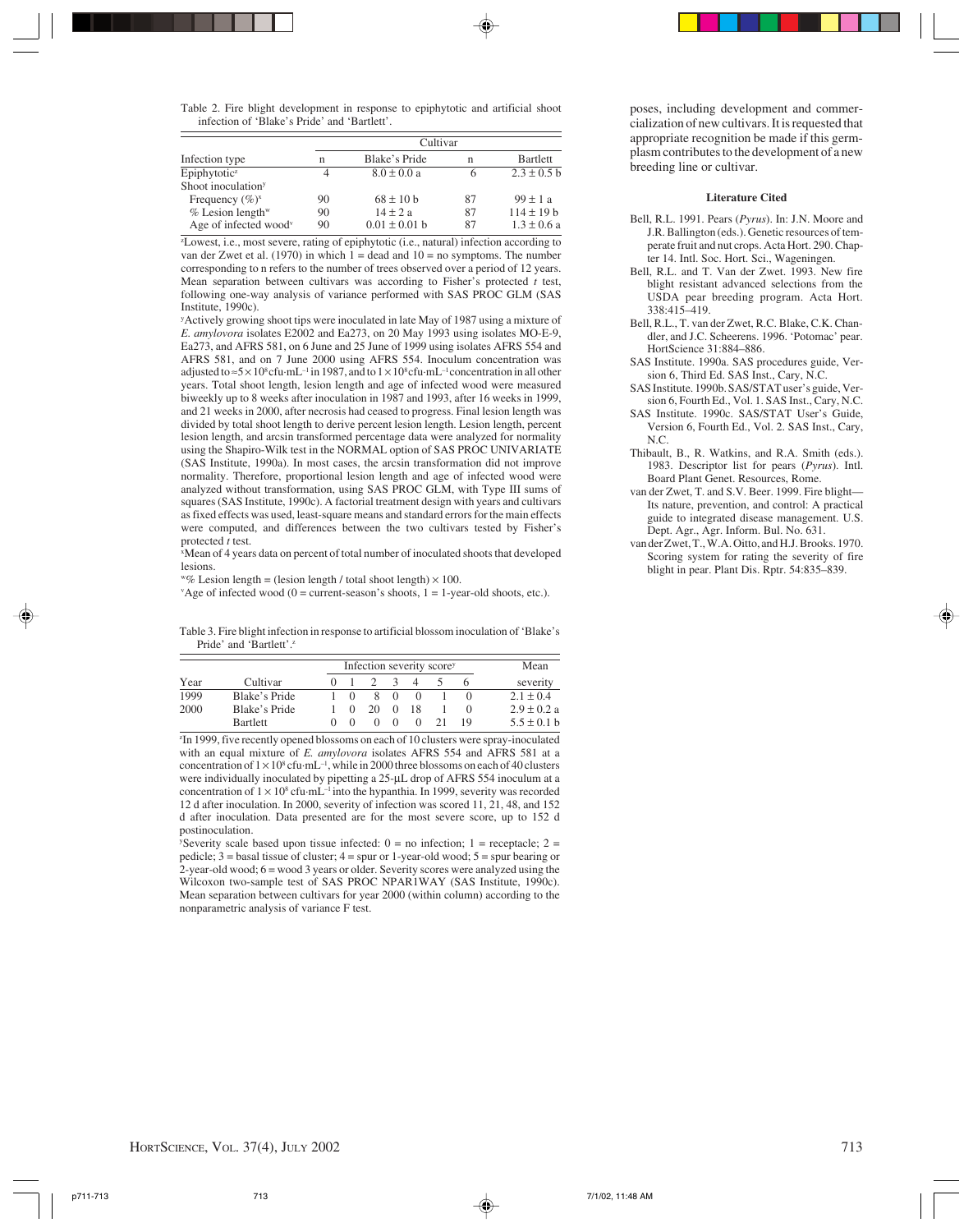Table 2. Fire blight development in response to epiphytotic and artificial shoot infection of 'Blake's Pride' and 'Bartlett'.

| | Cultivar | | | |
|---|---|---|---|---|
| Infection type | n | Blake's Pride | n | Bartlett |
| Epiphytotic[z] | 4 | 8.0 ± 0.0 a | 6 | 2.3 ± 0.5 b |
| Shoot inoculation[y] | | | | |
| Frequency (%)[x] | 90 | 68 ± 10 b | 87 | 99 ± 1 a |
| % Lesion length[w] | 90 | 14 ± 2 a | 87 | 114 ± 19 b |
| Age of infected wood[v] | 90 | 0.01 ± 0.01 b | 87 | 1.3 ± 0.6 a |

[z]Lowest, i.e., most severe, rating of epiphytotic (i.e., natural) infection according to van der Zwet et al. (1970) in which 1 = dead and 10 = no symptoms. The number corresponding to n refers to the number of trees observed over a period of 12 years. Mean separation between cultivars was according to Fisher's protected *t* test, following one-way analysis of variance performed with SAS PROC GLM (SAS Institute, 1990c).

[y]Actively growing shoot tips were inoculated in late May of 1987 using a mixture of *E. amylovora* isolates E2002 and Ea273, on 20 May 1993 using isolates MO-E-9, Ea273, and AFRS 581, on 6 June and 25 June of 1999 using isolates AFRS 554 and AFRS 581, and on 7 June 2000 using AFRS 554. Inoculum concentration was adjusted to $\approx 5 \times 10^8$ cfu·mL$^{-1}$ in 1987, and to $1 \times 10^8$ cfu·mL$^{-1}$ concentration in all other years. Total shoot length, lesion length and age of infected wood were measured biweekly up to 8 weeks after inoculation in 1987 and 1993, after 16 weeks in 1999, and 21 weeks in 2000, after necrosis had ceased to progress. Final lesion length was divided by total shoot length to derive percent lesion length. Lesion length, percent lesion length, and arcsin transformed percentage data were analyzed for normality using the Shapiro-Wilk test in the NORMAL option of SAS PROC UNIVARIATE (SAS Institute, 1990a). In most cases, the arcsin transformation did not improve normality. Therefore, proportional lesion length and age of infected wood were analyzed without transformation, using SAS PROC GLM, with Type III sums of squares (SAS Institute, 1990c). A factorial treatment design with years and cultivars as fixed effects was used, least-square means and standard errors for the main effects were computed, and differences between the two cultivars tested by Fisher's protected *t* test.

[x]Mean of 4 years data on percent of total number of inoculated shoots that developed lesions.

[w]% Lesion length = (lesion length / total shoot length) × 100.

[v]Age of infected wood (0 = current-season's shoots, 1 = 1-year-old shoots, etc.).

Table 3. Fire blight infection in response to artificial blossom inoculation of 'Blake's Pride' and 'Bartlett'.[z]

| | | Infection severity score[y] | | | | | | | Mean |
|---|---|---|---|---|---|---|---|---|---|
| Year | Cultivar | 0 | 1 | 2 | 3 | 4 | 5 | 6 | severity |
| 1999 | Blake's Pride | 1 | 0 | 8 | 0 | 0 | 1 | 0 | 2.1 ± 0.4 |
| 2000 | Blake's Pride | 1 | 0 | 20 | 0 | 18 | 1 | 0 | 2.9 ± 0.2 a |
| | Bartlett | 0 | 0 | 0 | 0 | 0 | 21 | 19 | 5.5 ± 0.1 b |

[z]In 1999, five recently opened blossoms on each of 10 clusters were spray-inoculated with an equal mixture of *E. amylovora* isolates AFRS 554 and AFRS 581 at a concentration of $1 \times 10^8$ cfu·mL$^{-1}$, while in 2000 three blossoms on each of 40 clusters were individually inoculated by pipetting a 25-µL drop of AFRS 554 inoculum at a concentration of $1 \times 10^8$ cfu·mL$^{-1}$ into the hypanthia. In 1999, severity was recorded 12 d after inoculation. In 2000, severity of infection was scored 11, 21, 48, and 152 d after inoculation. Data presented are for the most severe score, up to 152 d postinoculation.

[y]Severity scale based upon tissue infected: 0 = no infection; 1 = receptacle; 2 = pedicle; 3 = basal tissue of cluster; 4 = spur or 1-year-old wood; 5 = spur bearing or 2-year-old wood; 6 = wood 3 years or older. Severity scores were analyzed using the Wilcoxon two-sample test of SAS PROC NPAR1WAY (SAS Institute, 1990c). Mean separation between cultivars for year 2000 (within column) according to the nonparametric analysis of variance F test.

poses, including development and commercialization of new cultivars. It is requested that appropriate recognition be made if this germplasm contributes to the development of a new breeding line or cultivar.

## Literature Cited

Bell, R.L. 1991. Pears (*Pyrus*). In: J.N. Moore and J.R. Ballington (eds.). Genetic resources of temperate fruit and nut crops. Acta Hort. 290. Chapter 14. Intl. Soc. Hort. Sci., Wageningen.

Bell, R.L. and T. Van der Zwet. 1993. New fire blight resistant advanced selections from the USDA pear breeding program. Acta Hort. 338:415–419.

Bell, R.L., T. van der Zwet, R.C. Blake, C.K. Chandler, and J.C. Scheerens. 1996. 'Potomac' pear. HortScience 31:884–886.

SAS Institute. 1990a. SAS procedures guide, Version 6, Third Ed. SAS Inst., Cary, N.C.

SAS Institute. 1990b. SAS/STAT user's guide, Version 6, Fourth Ed., Vol. 1. SAS Inst., Cary, N.C.

SAS Institute. 1990c. SAS/STAT User's Guide, Version 6, Fourth Ed., Vol. 2. SAS Inst., Cary, N.C.

Thibault, B., R. Watkins, and R.A. Smith (eds.). 1983. Descriptor list for pears (*Pyrus*). Intl. Board Plant Genet. Resources, Rome.

van der Zwet, T. and S.V. Beer. 1999. Fire blight—Its nature, prevention, and control: A practical guide to integrated disease management. U.S. Dept. Agr., Agr. Inform. Bul. No. 631.

van der Zwet, T., W.A. Oitto, and H.J. Brooks. 1970. Scoring system for rating the severity of fire blight in pear. Plant Dis. Rptr. 54:835–839.